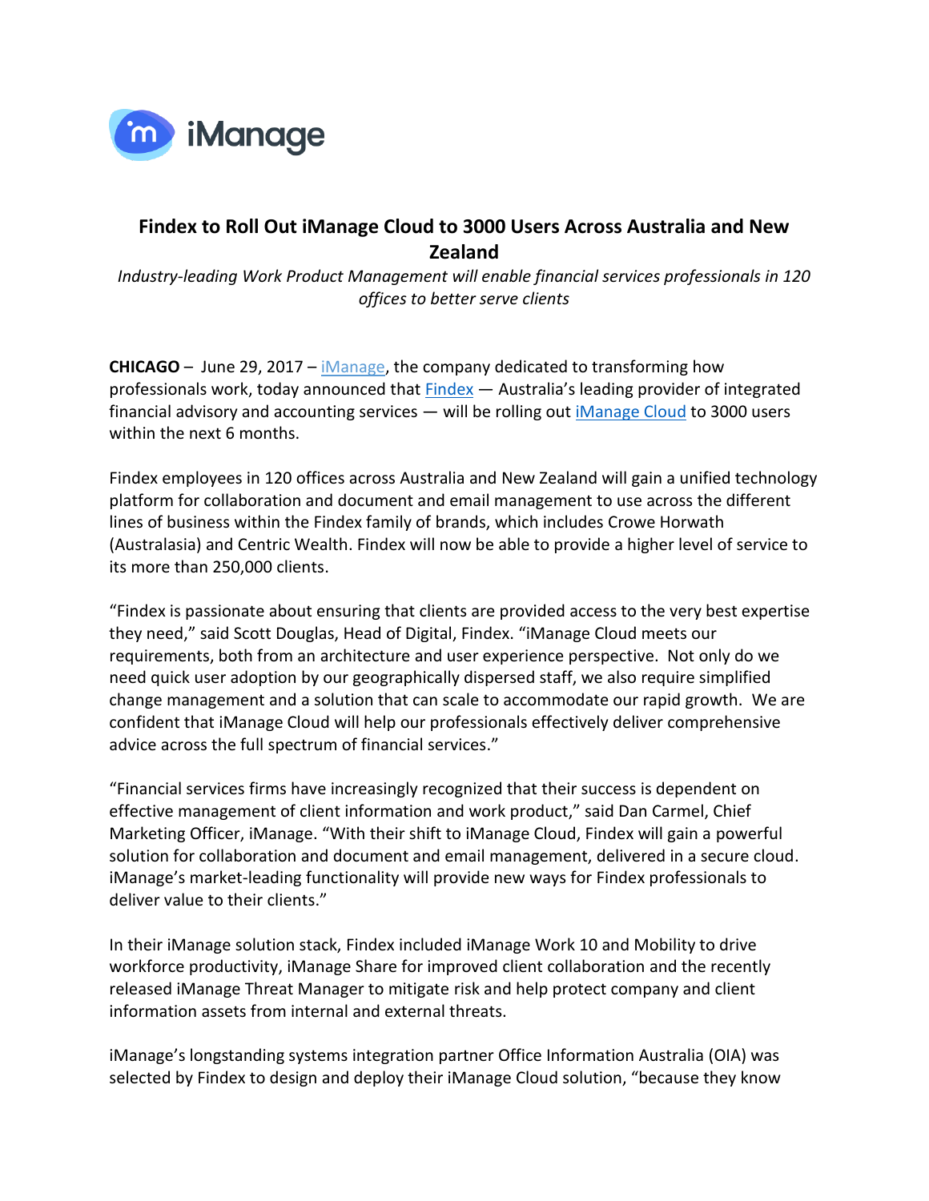iManage

# Findex to Roll Out iManage Cloud to 3000 Users Across Australia and New Zealand

*Industry-leading Work Product Management will enable financial services professionals in 120 offices to better serve clients*

**CHICAGO** – June 29, 2017 – iManage, the company dedicated to transforming how professionals work, today announced that Findex — Australia's leading provider of integrated financial advisory and accounting services — will be rolling out iManage Cloud to 3000 users within the next 6 months.

Findex employees in 120 offices across Australia and New Zealand will gain a unified technology platform for collaboration and document and email management to use across the different lines of business within the Findex family of brands, which includes Crowe Horwath (Australasia) and Centric Wealth. Findex will now be able to provide a higher level of service to its more than 250,000 clients.

"Findex is passionate about ensuring that clients are provided access to the very best expertise they need," said Scott Douglas, Head of Digital, Findex. "iManage Cloud meets our requirements, both from an architecture and user experience perspective. Not only do we need quick user adoption by our geographically dispersed staff, we also require simplified change management and a solution that can scale to accommodate our rapid growth. We are confident that iManage Cloud will help our professionals effectively deliver comprehensive advice across the full spectrum of financial services."

"Financial services firms have increasingly recognized that their success is dependent on effective management of client information and work product," said Dan Carmel, Chief Marketing Officer, iManage. "With their shift to iManage Cloud, Findex will gain a powerful solution for collaboration and document and email management, delivered in a secure cloud. iManage's market-leading functionality will provide new ways for Findex professionals to deliver value to their clients."

In their iManage solution stack, Findex included iManage Work 10 and Mobility to drive workforce productivity, iManage Share for improved client collaboration and the recently released iManage Threat Manager to mitigate risk and help protect company and client information assets from internal and external threats.

iManage's longstanding systems integration partner Office Information Australia (OIA) was selected by Findex to design and deploy their iManage Cloud solution, "because they know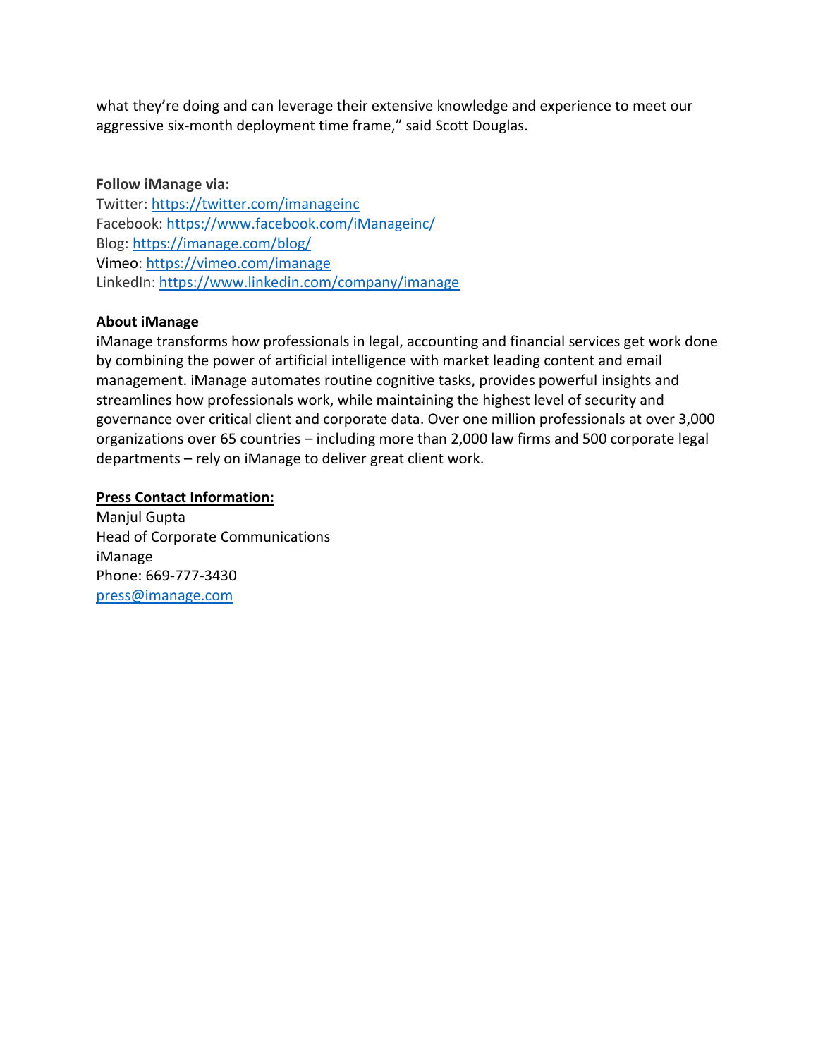what they're doing and can leverage their extensive knowledge and experience to meet our aggressive six-month deployment time frame," said Scott Douglas.

**Follow iManage via:**
Twitter: https://twitter.com/imanageinc
Facebook: https://www.facebook.com/iManageinc/
Blog: https://imanage.com/blog/
Vimeo: https://vimeo.com/imanage
LinkedIn: https://www.linkedin.com/company/imanage

**About iManage**
iManage transforms how professionals in legal, accounting and financial services get work done by combining the power of artificial intelligence with market leading content and email management. iManage automates routine cognitive tasks, provides powerful insights and streamlines how professionals work, while maintaining the highest level of security and governance over critical client and corporate data. Over one million professionals at over 3,000 organizations over 65 countries – including more than 2,000 law firms and 500 corporate legal departments – rely on iManage to deliver great client work.

**Press Contact Information:**
Manjul Gupta
Head of Corporate Communications
iManage
Phone: 669-777-3430
press@imanage.com